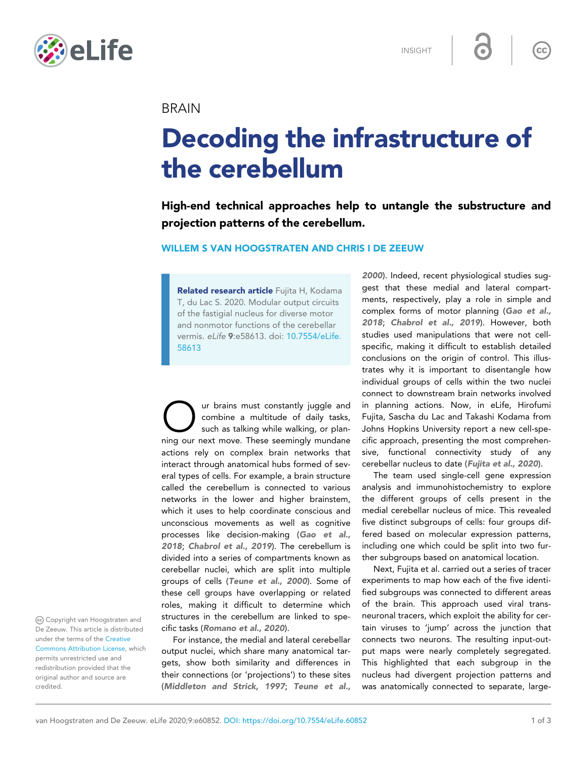INSIGHT

BRAIN

# Decoding the infrastructure of the cerebellum

**High-end technical approaches help to untangle the substructure and projection patterns of the cerebellum.**

**WILLEM S VAN HOOGSTRATEN AND CHRIS I DE ZEEUW**

**Related research article** Fujita H, Kodama T, du Lac S. 2020. Modular output circuits of the fastigial nucleus for diverse motor and nonmotor functions of the cerebellar vermis. *eLife* **9**:e58613. doi: 10.7554/eLife.58613

Our brains must constantly juggle and combine a multitude of daily tasks, such as talking while walking, or planning our next move. These seemingly mundane actions rely on complex brain networks that interact through anatomical hubs formed of several types of cells. For example, a brain structure called the cerebellum is connected to various networks in the lower and higher brainstem, which it uses to help coordinate conscious and unconscious movements as well as cognitive processes like decision-making (**Gao et al., 2018**; **Chabrol et al., 2019**). The cerebellum is divided into a series of compartments known as cerebellar nuclei, which are split into multiple groups of cells (**Teune et al., 2000**). Some of these cell groups have overlapping or related roles, making it difficult to determine which structures in the cerebellum are linked to specific tasks (**Romano et al., 2020**).

For instance, the medial and lateral cerebellar output nuclei, which share many anatomical targets, show both similarity and differences in their connections (or 'projections') to these sites (**Middleton and Strick, 1997**; **Teune et al., 2000**). Indeed, recent physiological studies suggest that these medial and lateral compartments, respectively, play a role in simple and complex forms of motor planning (**Gao et al., 2018**; **Chabrol et al., 2019**). However, both studies used manipulations that were not cell-specific, making it difficult to establish detailed conclusions on the origin of control. This illustrates why it is important to disentangle how individual groups of cells within the two nuclei connect to downstream brain networks involved in planning actions. Now, in eLife, Hirofumi Fujita, Sascha du Lac and Takashi Kodama from Johns Hopkins University report a new cell-specific approach, presenting the most comprehensive, functional connectivity study of any cerebellar nucleus to date (**Fujita et al., 2020**).

The team used single-cell gene expression analysis and immunohistochemistry to explore the different groups of cells present in the medial cerebellar nucleus of mice. This revealed five distinct subgroups of cells: four groups differed based on molecular expression patterns, including one which could be split into two further subgroups based on anatomical location.

Next, Fujita et al. carried out a series of tracer experiments to map how each of the five identified subgroups was connected to different areas of the brain. This approach used viral transneuronal tracers, which exploit the ability for certain viruses to 'jump' across the junction that connects two neurons. The resulting input-output maps were nearly completely segregated. This highlighted that each subgroup in the nucleus had divergent projection patterns and was anatomically connected to separate, large-

Copyright van Hoogstraten and De Zeeuw. This article is distributed under the terms of the Creative Commons Attribution License, which permits unrestricted use and redistribution provided that the original author and source are credited.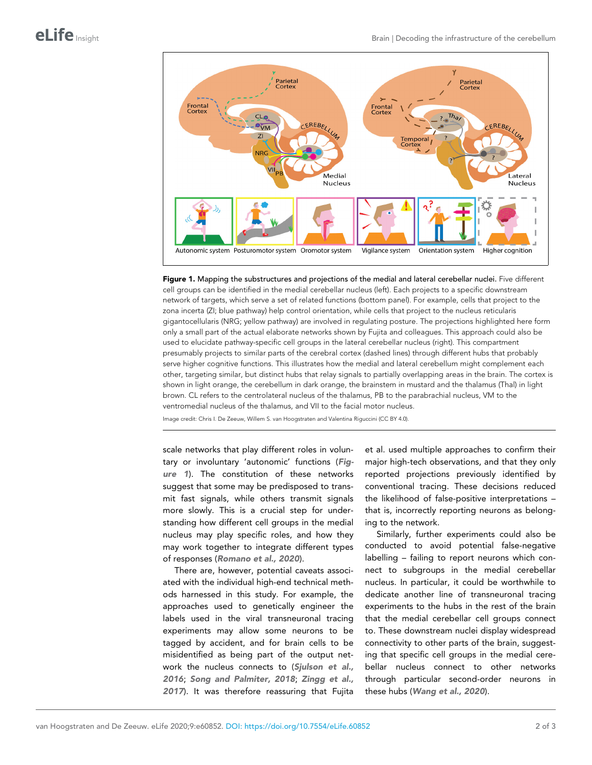**Figure 1.** Mapping the substructures and projections of the medial and lateral cerebellar nuclei. Five different cell groups can be identified in the medial cerebellar nucleus (left). Each projects to a specific downstream network of targets, which serve a set of related functions (bottom panel). For example, cells that project to the zona incerta (ZI; blue pathway) help control orientation, while cells that project to the nucleus reticularis gigantocellularis (NRG; yellow pathway) are involved in regulating posture. The projections highlighted here form only a small part of the actual elaborate networks shown by Fujita and colleagues. This approach could also be used to elucidate pathway-specific cell groups in the lateral cerebellar nucleus (right). This compartment presumably projects to similar parts of the cerebral cortex (dashed lines) through different hubs that probably serve higher cognitive functions. This illustrates how the medial and lateral cerebellum might complement each other, targeting similar, but distinct hubs that relay signals to partially overlapping areas in the brain. The cortex is shown in light orange, the cerebellum in dark orange, the brainstem in mustard and the thalamus (Thal) in light brown. CL refers to the centrolateral nucleus of the thalamus, PB to the parabrachial nucleus, VM to the ventromedial nucleus of the thalamus, and VII to the facial motor nucleus.

Image credit: Chris I. De Zeeuw, Willem S. van Hoogstraten and Valentina Riguccini (CC BY 4.0).

scale networks that play different roles in voluntary or involuntary 'autonomic' functions (*Figure 1*). The constitution of these networks suggest that some may be predisposed to transmit fast signals, while others transmit signals more slowly. This is a crucial step for understanding how different cell groups in the medial nucleus may play specific roles, and how they may work together to integrate different types of responses (***Romano et al., 2020***).

There are, however, potential caveats associated with the individual high-end technical methods harnessed in this study. For example, the approaches used to genetically engineer the labels used in the viral transneuronal tracing experiments may allow some neurons to be tagged by accident, and for brain cells to be misidentified as being part of the output network the nucleus connects to (***Sjulson et al., 2016***; ***Song and Palmiter, 2018***; ***Zingg et al., 2017***). It was therefore reassuring that Fujita et al. used multiple approaches to confirm their major high-tech observations, and that they only reported projections previously identified by conventional tracing. These decisions reduced the likelihood of false-positive interpretations – that is, incorrectly reporting neurons as belonging to the network.

Similarly, further experiments could also be conducted to avoid potential false-negative labelling – failing to report neurons which connect to subgroups in the medial cerebellar nucleus. In particular, it could be worthwhile to dedicate another line of transneuronal tracing experiments to the hubs in the rest of the brain that the medial cerebellar cell groups connect to. These downstream nuclei display widespread connectivity to other parts of the brain, suggesting that specific cell groups in the medial cerebellar nucleus connect to other networks through particular second-order neurons in these hubs (***Wang et al., 2020***).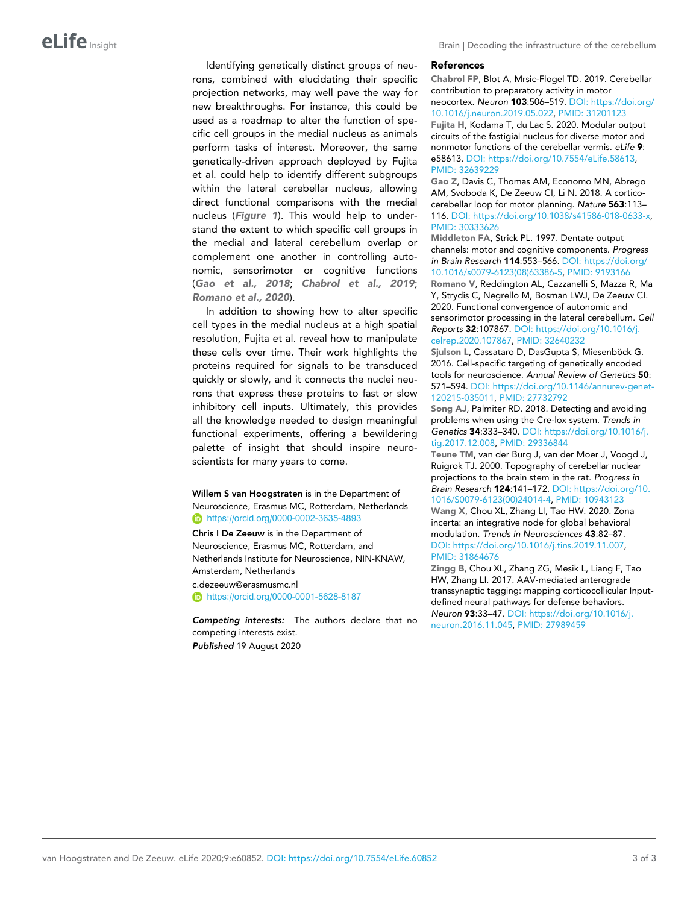Identifying genetically distinct groups of neurons, combined with elucidating their specific projection networks, may well pave the way for new breakthroughs. For instance, this could be used as a roadmap to alter the function of specific cell groups in the medial nucleus as animals perform tasks of interest. Moreover, the same genetically-driven approach deployed by Fujita et al. could help to identify different subgroups within the lateral cerebellar nucleus, allowing direct functional comparisons with the medial nucleus (**Figure 1**). This would help to understand the extent to which specific cell groups in the medial and lateral cerebellum overlap or complement one another in controlling autonomic, sensorimotor or cognitive functions (**Gao et al., 2018**; **Chabrol et al., 2019**; **Romano et al., 2020**).

In addition to showing how to alter specific cell types in the medial nucleus at a high spatial resolution, Fujita et al. reveal how to manipulate these cells over time. Their work highlights the proteins required for signals to be transduced quickly or slowly, and it connects the nuclei neurons that express these proteins to fast or slow inhibitory cell inputs. Ultimately, this provides all the knowledge needed to design meaningful functional experiments, offering a bewildering palette of insight that should inspire neuroscientists for many years to come.

**Willem S van Hoogstraten** is in the Department of Neuroscience, Erasmus MC, Rotterdam, Netherlands
https://orcid.org/0000-0002-3635-4893

**Chris I De Zeeuw** is in the Department of Neuroscience, Erasmus MC, Rotterdam, and Netherlands Institute for Neuroscience, NIN-KNAW, Amsterdam, Netherlands
c.dezeeuw@erasmusmc.nl
https://orcid.org/0000-0001-5628-8187

***Competing interests:*** The authors declare that no competing interests exist.
***Published*** 19 August 2020

## References

**Chabrol FP**, Blot A, Mrsic-Flogel TD. 2019. Cerebellar contribution to preparatory activity in motor neocortex. *Neuron* **103**:506–519. DOI: https://doi.org/10.1016/j.neuron.2019.05.022, PMID: 31201123

**Fujita H**, Kodama T, du Lac S. 2020. Modular output circuits of the fastigial nucleus for diverse motor and nonmotor functions of the cerebellar vermis. *eLife* **9**: e58613. DOI: https://doi.org/10.7554/eLife.58613, PMID: 32639229

**Gao Z**, Davis C, Thomas AM, Economo MN, Abrego AM, Svoboda K, De Zeeuw CI, Li N. 2018. A cortico-cerebellar loop for motor planning. *Nature* **563**:113–116. DOI: https://doi.org/10.1038/s41586-018-0633-x, PMID: 30333626

**Middleton FA**, Strick PL. 1997. Dentate output channels: motor and cognitive components. *Progress in Brain Research* **114**:553–566. DOI: https://doi.org/10.1016/s0079-6123(08)63386-5, PMID: 9193166

**Romano V**, Reddington AL, Cazzanelli S, Mazza R, Ma Y, Strydis C, Negrello M, Bosman LWJ, De Zeeuw CI. 2020. Functional convergence of autonomic and sensorimotor processing in the lateral cerebellum. *Cell Reports* **32**:107867. DOI: https://doi.org/10.1016/j.celrep.2020.107867, PMID: 32640232

**Sjulson L**, Cassataro D, DasGupta S, Miesenböck G. 2016. Cell-specific targeting of genetically encoded tools for neuroscience. *Annual Review of Genetics* **50**: 571–594. DOI: https://doi.org/10.1146/annurev-genet-120215-035011, PMID: 27732792

**Song AJ**, Palmiter RD. 2018. Detecting and avoiding problems when using the Cre-lox system. *Trends in Genetics* **34**:333–340. DOI: https://doi.org/10.1016/j.tig.2017.12.008, PMID: 29336844

**Teune TM**, van der Burg J, van der Moer J, Voogd J, Ruigrok TJ. 2000. Topography of cerebellar nuclear projections to the brain stem in the rat. *Progress in Brain Research* **124**:141–172. DOI: https://doi.org/10.1016/S0079-6123(00)24014-4, PMID: 10943123

**Wang X**, Chou XL, Zhang LI, Tao HW. 2020. Zona incerta: an integrative node for global behavioral modulation. *Trends in Neurosciences* **43**:82–87. DOI: https://doi.org/10.1016/j.tins.2019.11.007, PMID: 31864676

**Zingg B**, Chou XL, Zhang ZG, Mesik L, Liang F, Tao HW, Zhang LI. 2017. AAV-mediated anterograde transsynaptic tagging: mapping corticocollicular input-defined neural pathways for defense behaviors. *Neuron* **93**:33–47. DOI: https://doi.org/10.1016/j.neuron.2016.11.045, PMID: 27989459